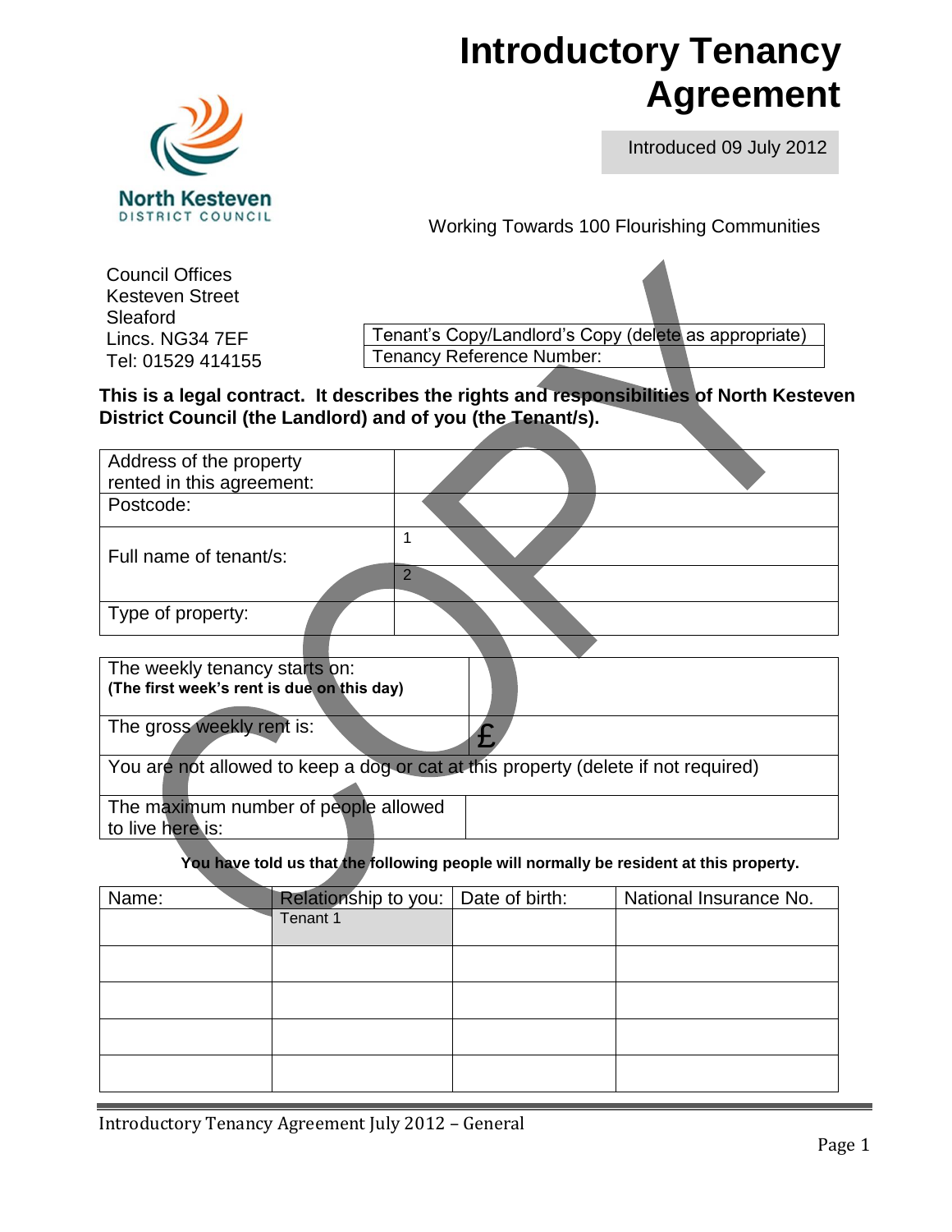# Introductory Tenancy Agreement

Introduced 09 July 2012

North Kesteven DISTRICT COUNCIL

Working Towards 100 Flourishing Communities

Council Offices
Kesteven Street
Sleaford
Lincs. NG34 7EF
Tel: 01529 414155

| Tenant's Copy/Landlord's Copy (delete as appropriate) |
|---|
| Tenancy Reference Number: |

COPY

**This is a legal contract. It describes the rights and responsibilities of North Kesteven District Council (the Landlord) and of you (the Tenant/s).**

| Address of the property rented in this agreement: | |
|---|---|
| Postcode: | |
| Full name of tenant/s: | 1 |
| | 2 |
| Type of property: | |

| The weekly tenancy starts on: **(The first week's rent is due on this day)** | |
|---|---|
| The gross weekly rent is: | £ |
| You are not allowed to keep a dog or cat at this property (delete if not required) | |
| The maximum number of people allowed to live here is: | |

**You have told us that the following people will normally be resident at this property.**

| Name: | Relationship to you: | Date of birth: | National Insurance No. |
|---|---|---|---|
| | Tenant 1 | | |
| | | | |
| | | | |
| | | | |
| | | | |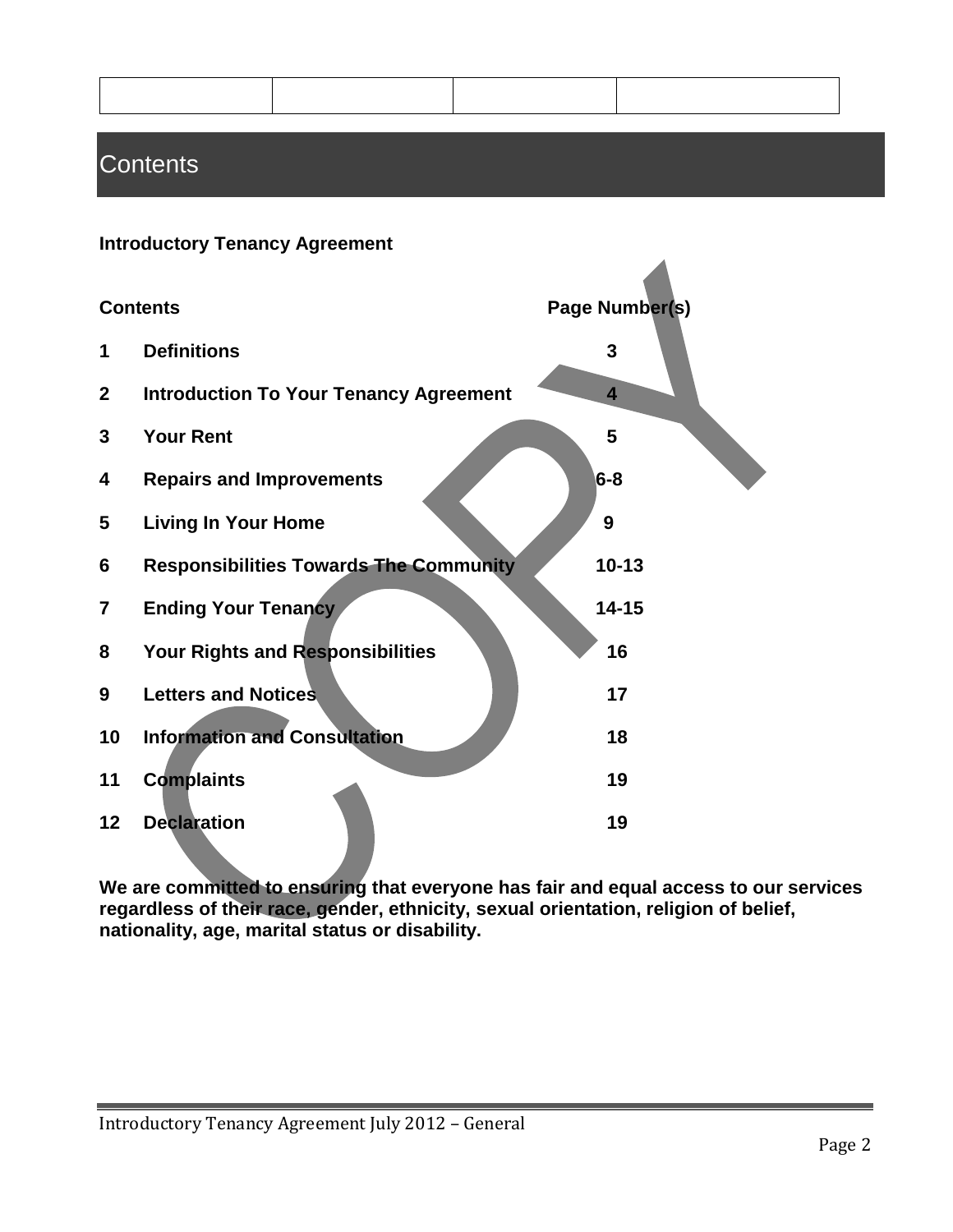## Contents

**Introductory Tenancy Agreement**

| | Contents | Page Number(s) |
|---|---|---|
| 1 | **Definitions** | 3 |
| 2 | **Introduction To Your Tenancy Agreement** | 4 |
| 3 | **Your Rent** | 5 |
| 4 | **Repairs and Improvements** | 6-8 |
| 5 | **Living In Your Home** | 9 |
| 6 | **Responsibilities Towards The Community** | 10-13 |
| 7 | **Ending Your Tenancy** | 14-15 |
| 8 | **Your Rights and Responsibilities** | 16 |
| 9 | **Letters and Notices** | 17 |
| 10 | **Information and Consultation** | 18 |
| 11 | **Complaints** | 19 |
| 12 | **Declaration** | 19 |

**We are committed to ensuring that everyone has fair and equal access to our services regardless of their race, gender, ethnicity, sexual orientation, religion of belief, nationality, age, marital status or disability.**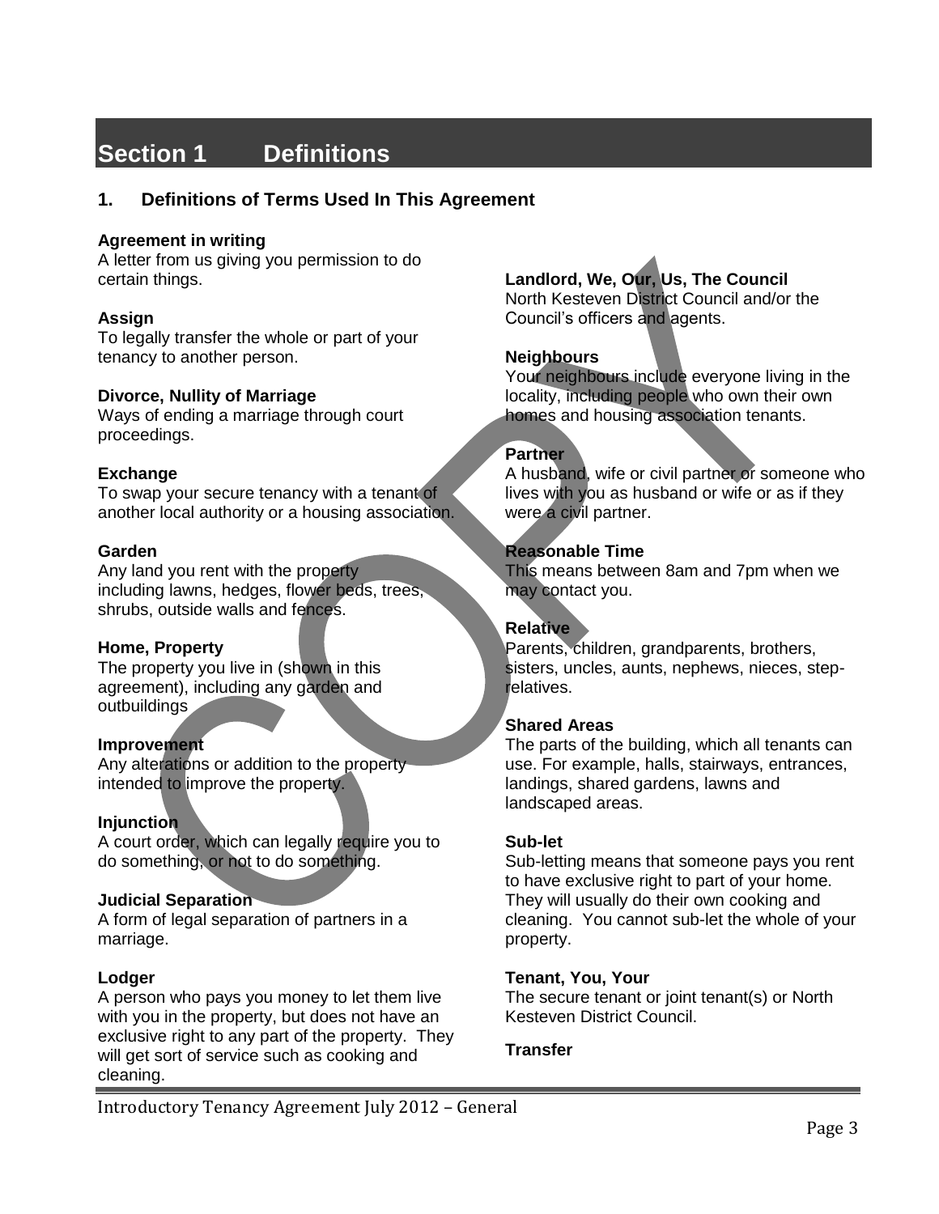# Section 1 Definitions

## 1. Definitions of Terms Used In This Agreement

**Agreement in writing**
A letter from us giving you permission to do certain things.

**Assign**
To legally transfer the whole or part of your tenancy to another person.

**Divorce, Nullity of Marriage**
Ways of ending a marriage through court proceedings.

**Exchange**
To swap your secure tenancy with a tenant of another local authority or a housing association.

**Garden**
Any land you rent with the property including lawns, hedges, flower beds, trees, shrubs, outside walls and fences.

**Home, Property**
The property you live in (shown in this agreement), including any garden and outbuildings

**Improvement**
Any alterations or addition to the property intended to improve the property.

**Injunction**
A court order, which can legally require you to do something, or not to do something.

**Judicial Separation**
A form of legal separation of partners in a marriage.

**Lodger**
A person who pays you money to let them live with you in the property, but does not have an exclusive right to any part of the property. They will get sort of service such as cooking and cleaning.

**Landlord, We, Our, Us, The Council**
North Kesteven District Council and/or the Council's officers and agents.

**Neighbours**
Your neighbours include everyone living in the locality, including people who own their own homes and housing association tenants.

**Partner**
A husband, wife or civil partner or someone who lives with you as husband or wife or as if they were a civil partner.

**Reasonable Time**
This means between 8am and 7pm when we may contact you.

**Relative**
Parents, children, grandparents, brothers, sisters, uncles, aunts, nephews, nieces, step-relatives.

**Shared Areas**
The parts of the building, which all tenants can use. For example, halls, stairways, entrances, landings, shared gardens, lawns and landscaped areas.

**Sub-let**
Sub-letting means that someone pays you rent to have exclusive right to part of your home. They will usually do their own cooking and cleaning. You cannot sub-let the whole of your property.

**Tenant, You, Your**
The secure tenant or joint tenant(s) or North Kesteven District Council.

**Transfer**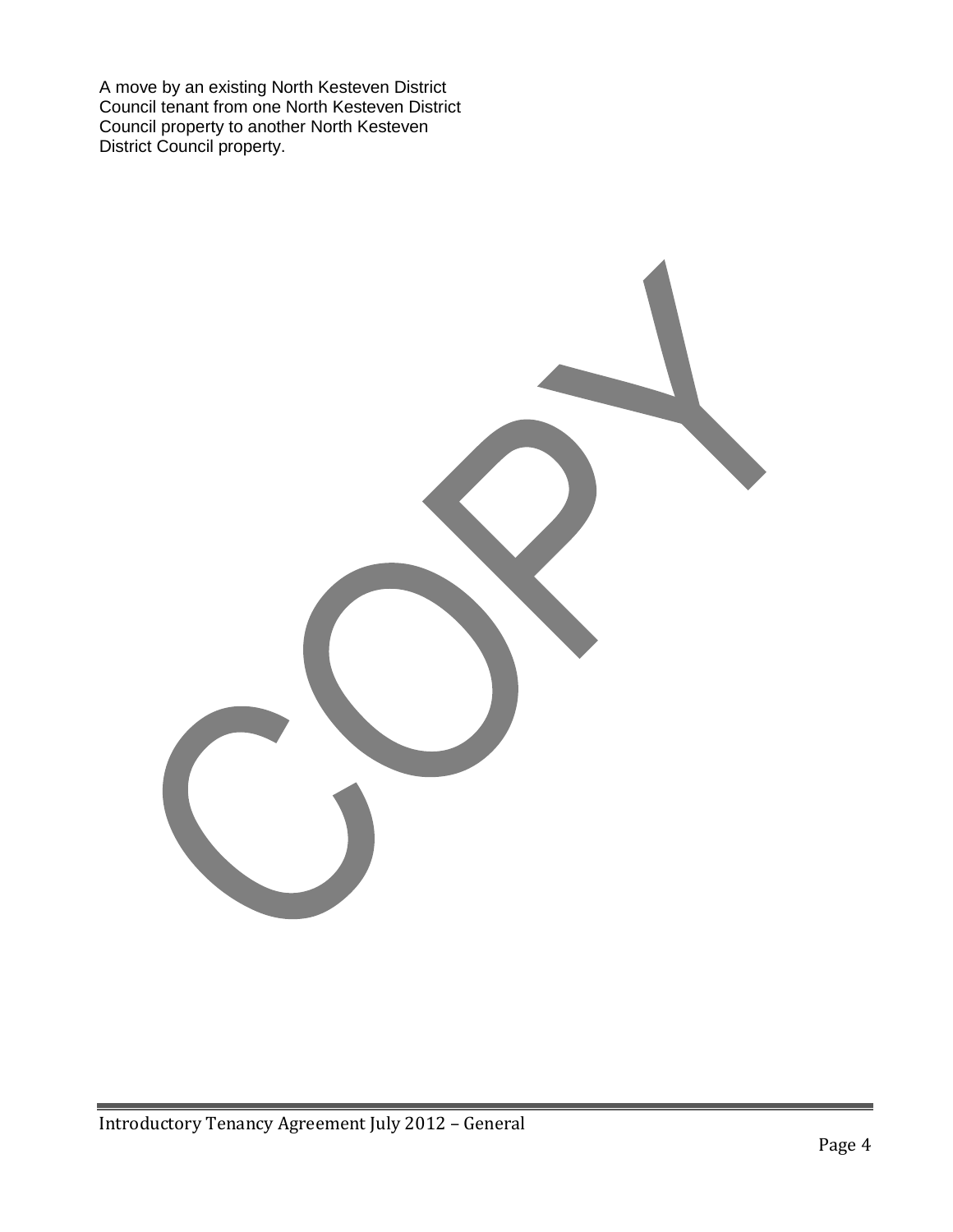A move by an existing North Kesteven District Council tenant from one North Kesteven District Council property to another North Kesteven District Council property.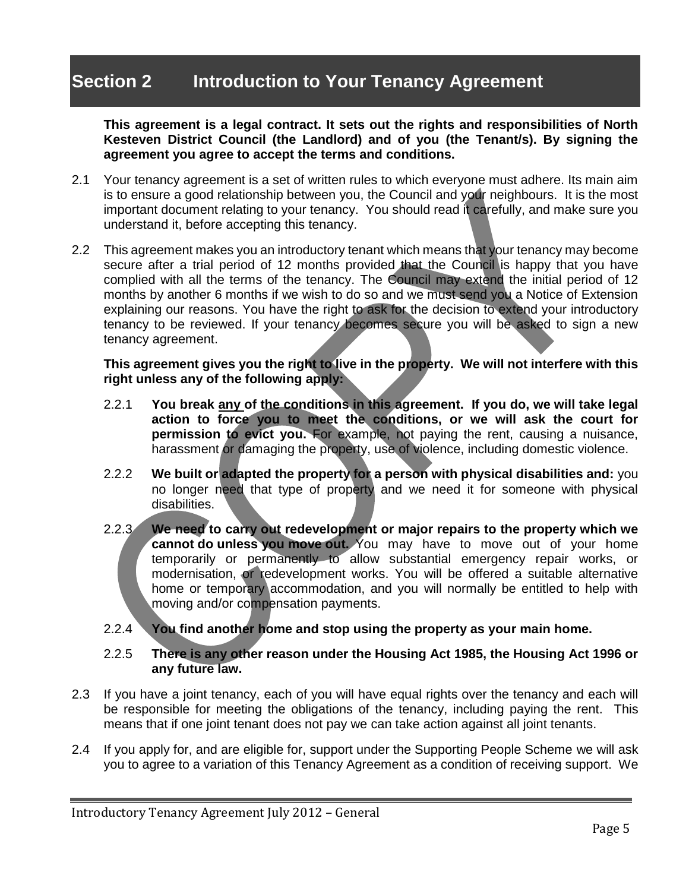# Section 2 Introduction to Your Tenancy Agreement

**This agreement is a legal contract. It sets out the rights and responsibilities of North Kesteven District Council (the Landlord) and of you (the Tenant/s). By signing the agreement you agree to accept the terms and conditions.**

2.1 Your tenancy agreement is a set of written rules to which everyone must adhere. Its main aim is to ensure a good relationship between you, the Council and your neighbours. It is the most important document relating to your tenancy. You should read it carefully, and make sure you understand it, before accepting this tenancy.

2.2 This agreement makes you an introductory tenant which means that your tenancy may become secure after a trial period of 12 months provided that the Council is happy that you have complied with all the terms of the tenancy. The Council may extend the initial period of 12 months by another 6 months if we wish to do so and we must send you a Notice of Extension explaining our reasons. You have the right to ask for the decision to extend your introductory tenancy to be reviewed. If your tenancy becomes secure you will be asked to sign a new tenancy agreement.

**This agreement gives you the right to live in the property. We will not interfere with this right unless any of the following apply:**

2.2.1 **You break any of the conditions in this agreement. If you do, we will take legal action to force you to meet the conditions, or we will ask the court for permission to evict you.** For example, not paying the rent, causing a nuisance, harassment or damaging the property, use of violence, including domestic violence.

2.2.2 **We built or adapted the property for a person with physical disabilities and:** you no longer need that type of property and we need it for someone with physical disabilities.

2.2.3 **We need to carry out redevelopment or major repairs to the property which we cannot do unless you move out.** You may have to move out of your home temporarily or permanently to allow substantial emergency repair works, or modernisation, or redevelopment works. You will be offered a suitable alternative home or temporary accommodation, and you will normally be entitled to help with moving and/or compensation payments.

2.2.4 **You find another home and stop using the property as your main home.**

2.2.5 **There is any other reason under the Housing Act 1985, the Housing Act 1996 or any future law.**

2.3 If you have a joint tenancy, each of you will have equal rights over the tenancy and each will be responsible for meeting the obligations of the tenancy, including paying the rent. This means that if one joint tenant does not pay we can take action against all joint tenants.

2.4 If you apply for, and are eligible for, support under the Supporting People Scheme we will ask you to agree to a variation of this Tenancy Agreement as a condition of receiving support. We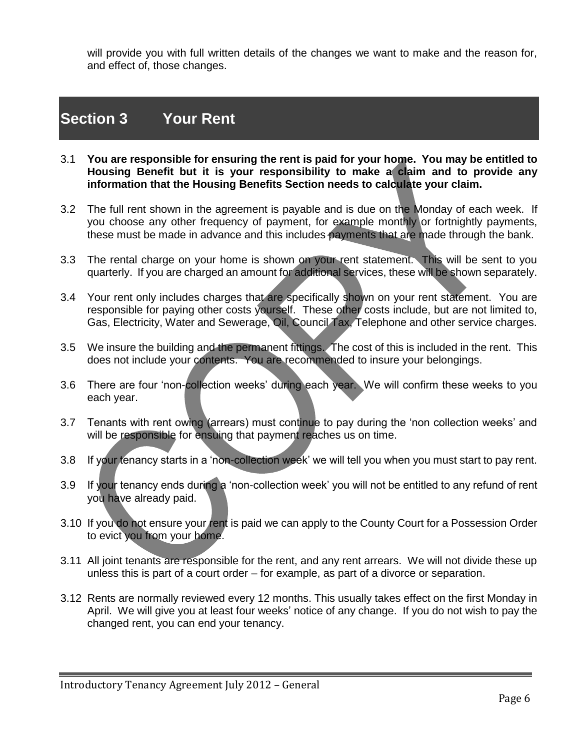will provide you with full written details of the changes we want to make and the reason for, and effect of, those changes.

## Section 3 Your Rent

3.1 **You are responsible for ensuring the rent is paid for your home. You may be entitled to Housing Benefit but it is your responsibility to make a claim and to provide any information that the Housing Benefits Section needs to calculate your claim.**

3.2 The full rent shown in the agreement is payable and is due on the Monday of each week. If you choose any other frequency of payment, for example monthly or fortnightly payments, these must be made in advance and this includes payments that are made through the bank.

3.3 The rental charge on your home is shown on your rent statement. This will be sent to you quarterly. If you are charged an amount for additional services, these will be shown separately.

3.4 Your rent only includes charges that are specifically shown on your rent statement. You are responsible for paying other costs yourself. These other costs include, but are not limited to, Gas, Electricity, Water and Sewerage, Oil, Council Tax, Telephone and other service charges.

3.5 We insure the building and the permanent fittings. The cost of this is included in the rent. This does not include your contents. You are recommended to insure your belongings.

3.6 There are four 'non-collection weeks' during each year. We will confirm these weeks to you each year.

3.7 Tenants with rent owing (arrears) must continue to pay during the 'non collection weeks' and will be responsible for ensuing that payment reaches us on time.

3.8 If your tenancy starts in a 'non-collection week' we will tell you when you must start to pay rent.

3.9 If your tenancy ends during a 'non-collection week' you will not be entitled to any refund of rent you have already paid.

3.10 If you do not ensure your rent is paid we can apply to the County Court for a Possession Order to evict you from your home.

3.11 All joint tenants are responsible for the rent, and any rent arrears. We will not divide these up unless this is part of a court order – for example, as part of a divorce or separation.

3.12 Rents are normally reviewed every 12 months. This usually takes effect on the first Monday in April. We will give you at least four weeks' notice of any change. If you do not wish to pay the changed rent, you can end your tenancy.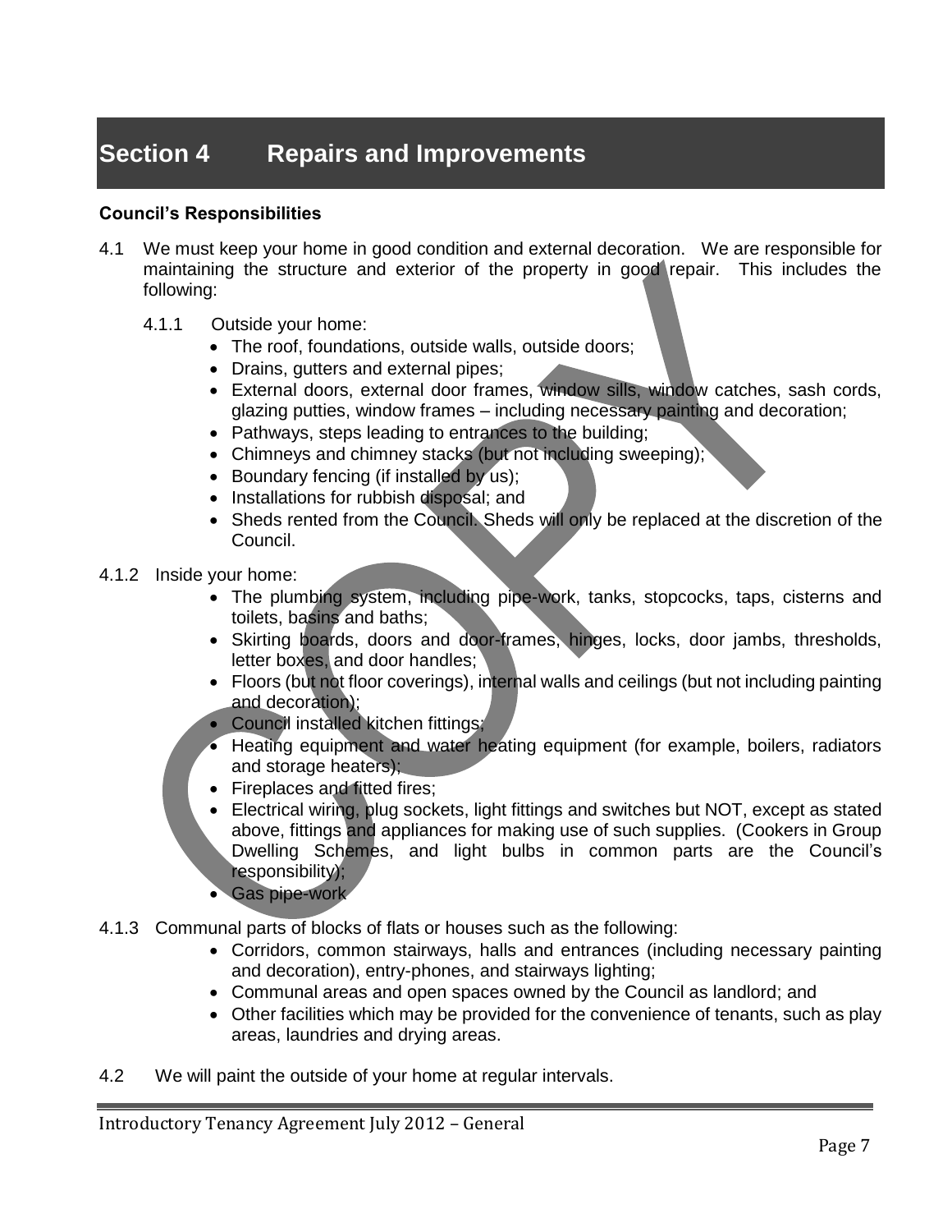# Section 4 Repairs and Improvements

**Council's Responsibilities**

4.1 We must keep your home in good condition and external decoration. We are responsible for maintaining the structure and exterior of the property in good repair. This includes the following:

4.1.1 Outside your home:

- The roof, foundations, outside walls, outside doors;
- Drains, gutters and external pipes;
- External doors, external door frames, window sills, window catches, sash cords, glazing putties, window frames – including necessary painting and decoration;
- Pathways, steps leading to entrances to the building;
- Chimneys and chimney stacks (but not including sweeping);
- Boundary fencing (if installed by us);
- Installations for rubbish disposal; and
- Sheds rented from the Council. Sheds will only be replaced at the discretion of the Council.

4.1.2 Inside your home:

- The plumbing system, including pipe-work, tanks, stopcocks, taps, cisterns and toilets, basins and baths;
- Skirting boards, doors and door-frames, hinges, locks, door jambs, thresholds, letter boxes, and door handles;
- Floors (but not floor coverings), internal walls and ceilings (but not including painting and decoration);
- Council installed kitchen fittings;
- Heating equipment and water heating equipment (for example, boilers, radiators and storage heaters);
- Fireplaces and fitted fires;
- Electrical wiring, plug sockets, light fittings and switches but NOT, except as stated above, fittings and appliances for making use of such supplies. (Cookers in Group Dwelling Schemes, and light bulbs in common parts are the Council's responsibility);
- Gas pipe-work

4.1.3 Communal parts of blocks of flats or houses such as the following:

- Corridors, common stairways, halls and entrances (including necessary painting and decoration), entry-phones, and stairways lighting;
- Communal areas and open spaces owned by the Council as landlord; and
- Other facilities which may be provided for the convenience of tenants, such as play areas, laundries and drying areas.

4.2 We will paint the outside of your home at regular intervals.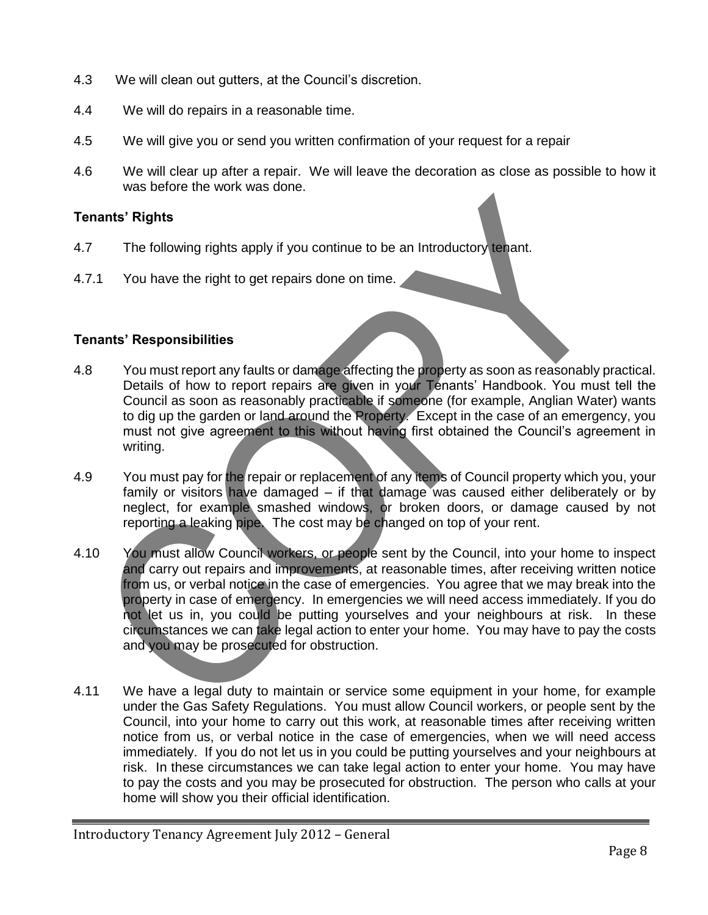4.3 We will clean out gutters, at the Council's discretion.

4.4 We will do repairs in a reasonable time.

4.5 We will give you or send you written confirmation of your request for a repair

4.6 We will clear up after a repair. We will leave the decoration as close as possible to how it was before the work was done.

**Tenants' Rights**

4.7 The following rights apply if you continue to be an Introductory tenant.

4.7.1 You have the right to get repairs done on time.

**Tenants' Responsibilities**

4.8 You must report any faults or damage affecting the property as soon as reasonably practical. Details of how to report repairs are given in your Tenants' Handbook. You must tell the Council as soon as reasonably practicable if someone (for example, Anglian Water) wants to dig up the garden or land around the Property. Except in the case of an emergency, you must not give agreement to this without having first obtained the Council's agreement in writing.

4.9 You must pay for the repair or replacement of any items of Council property which you, your family or visitors have damaged – if that damage was caused either deliberately or by neglect, for example smashed windows, or broken doors, or damage caused by not reporting a leaking pipe. The cost may be changed on top of your rent.

4.10 You must allow Council workers, or people sent by the Council, into your home to inspect and carry out repairs and improvements, at reasonable times, after receiving written notice from us, or verbal notice in the case of emergencies. You agree that we may break into the property in case of emergency. In emergencies we will need access immediately. If you do not let us in, you could be putting yourselves and your neighbours at risk. In these circumstances we can take legal action to enter your home. You may have to pay the costs and you may be prosecuted for obstruction.

4.11 We have a legal duty to maintain or service some equipment in your home, for example under the Gas Safety Regulations. You must allow Council workers, or people sent by the Council, into your home to carry out this work, at reasonable times after receiving written notice from us, or verbal notice in the case of emergencies, when we will need access immediately. If you do not let us in you could be putting yourselves and your neighbours at risk. In these circumstances we can take legal action to enter your home. You may have to pay the costs and you may be prosecuted for obstruction. The person who calls at your home will show you their official identification.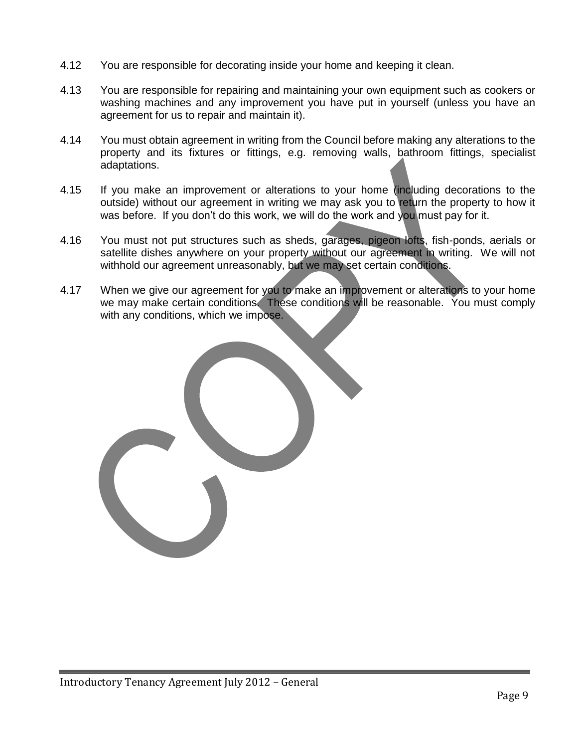4.12 You are responsible for decorating inside your home and keeping it clean.

4.13 You are responsible for repairing and maintaining your own equipment such as cookers or washing machines and any improvement you have put in yourself (unless you have an agreement for us to repair and maintain it).

4.14 You must obtain agreement in writing from the Council before making any alterations to the property and its fixtures or fittings, e.g. removing walls, bathroom fittings, specialist adaptations.

4.15 If you make an improvement or alterations to your home (including decorations to the outside) without our agreement in writing we may ask you to return the property to how it was before. If you don't do this work, we will do the work and you must pay for it.

4.16 You must not put structures such as sheds, garages, pigeon lofts, fish-ponds, aerials or satellite dishes anywhere on your property without our agreement in writing. We will not withhold our agreement unreasonably, but we may set certain conditions.

4.17 When we give our agreement for you to make an improvement or alterations to your home we may make certain conditions. These conditions will be reasonable. You must comply with any conditions, which we impose.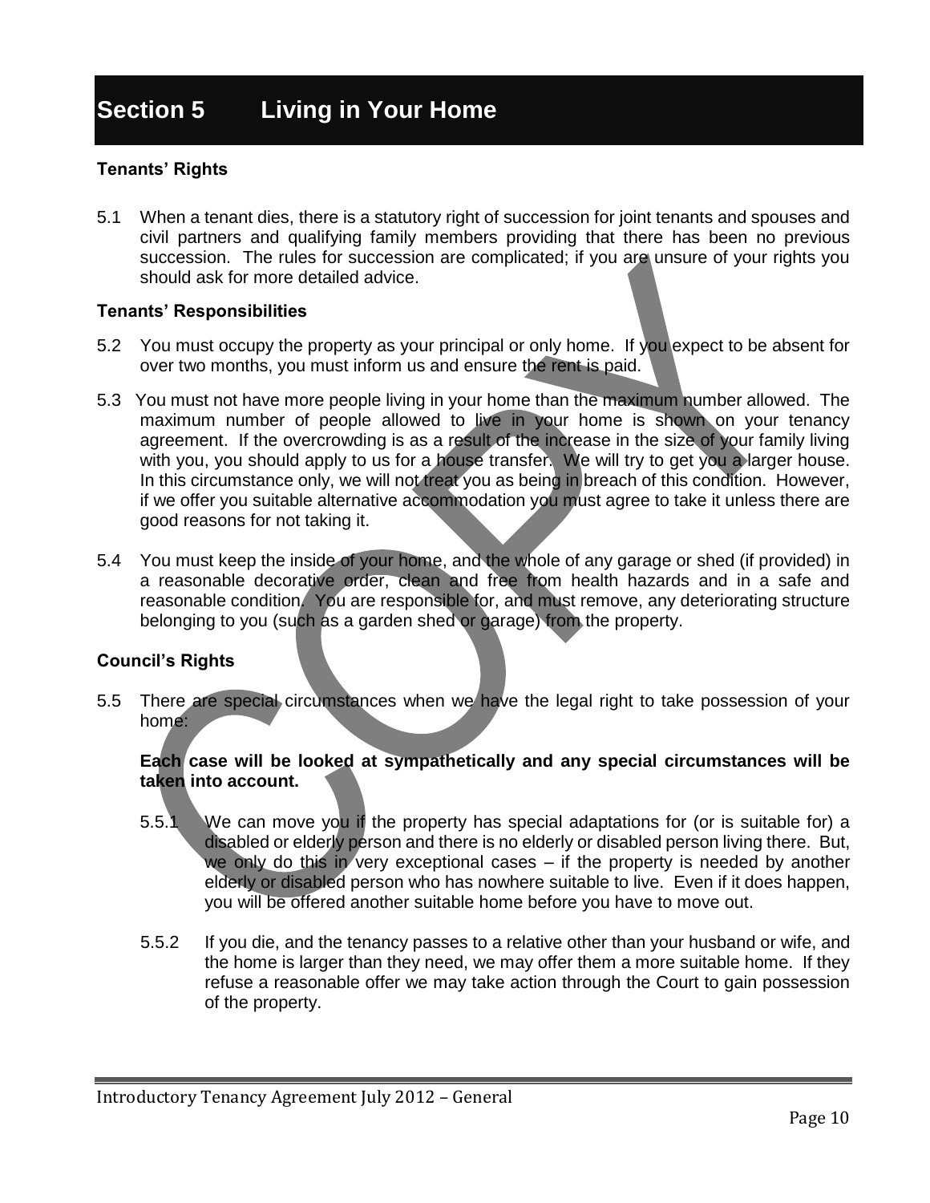# Section 5 Living in Your Home

### Tenants' Rights

5.1 When a tenant dies, there is a statutory right of succession for joint tenants and spouses and civil partners and qualifying family members providing that there has been no previous succession. The rules for succession are complicated; if you are unsure of your rights you should ask for more detailed advice.

### Tenants' Responsibilities

5.2 You must occupy the property as your principal or only home. If you expect to be absent for over two months, you must inform us and ensure the rent is paid.

5.3 You must not have more people living in your home than the maximum number allowed. The maximum number of people allowed to live in your home is shown on your tenancy agreement. If the overcrowding is as a result of the increase in the size of your family living with you, you should apply to us for a house transfer. We will try to get you a larger house. In this circumstance only, we will not treat you as being in breach of this condition. However, if we offer you suitable alternative accommodation you must agree to take it unless there are good reasons for not taking it.

5.4 You must keep the inside of your home, and the whole of any garage or shed (if provided) in a reasonable decorative order, clean and free from health hazards and in a safe and reasonable condition. You are responsible for, and must remove, any deteriorating structure belonging to you (such as a garden shed or garage) from the property.

### Council's Rights

5.5 There are special circumstances when we have the legal right to take possession of your home:

**Each case will be looked at sympathetically and any special circumstances will be taken into account.**

5.5.1 We can move you if the property has special adaptations for (or is suitable for) a disabled or elderly person and there is no elderly or disabled person living there. But, we only do this in very exceptional cases – if the property is needed by another elderly or disabled person who has nowhere suitable to live. Even if it does happen, you will be offered another suitable home before you have to move out.

5.5.2 If you die, and the tenancy passes to a relative other than your husband or wife, and the home is larger than they need, we may offer them a more suitable home. If they refuse a reasonable offer we may take action through the Court to gain possession of the property.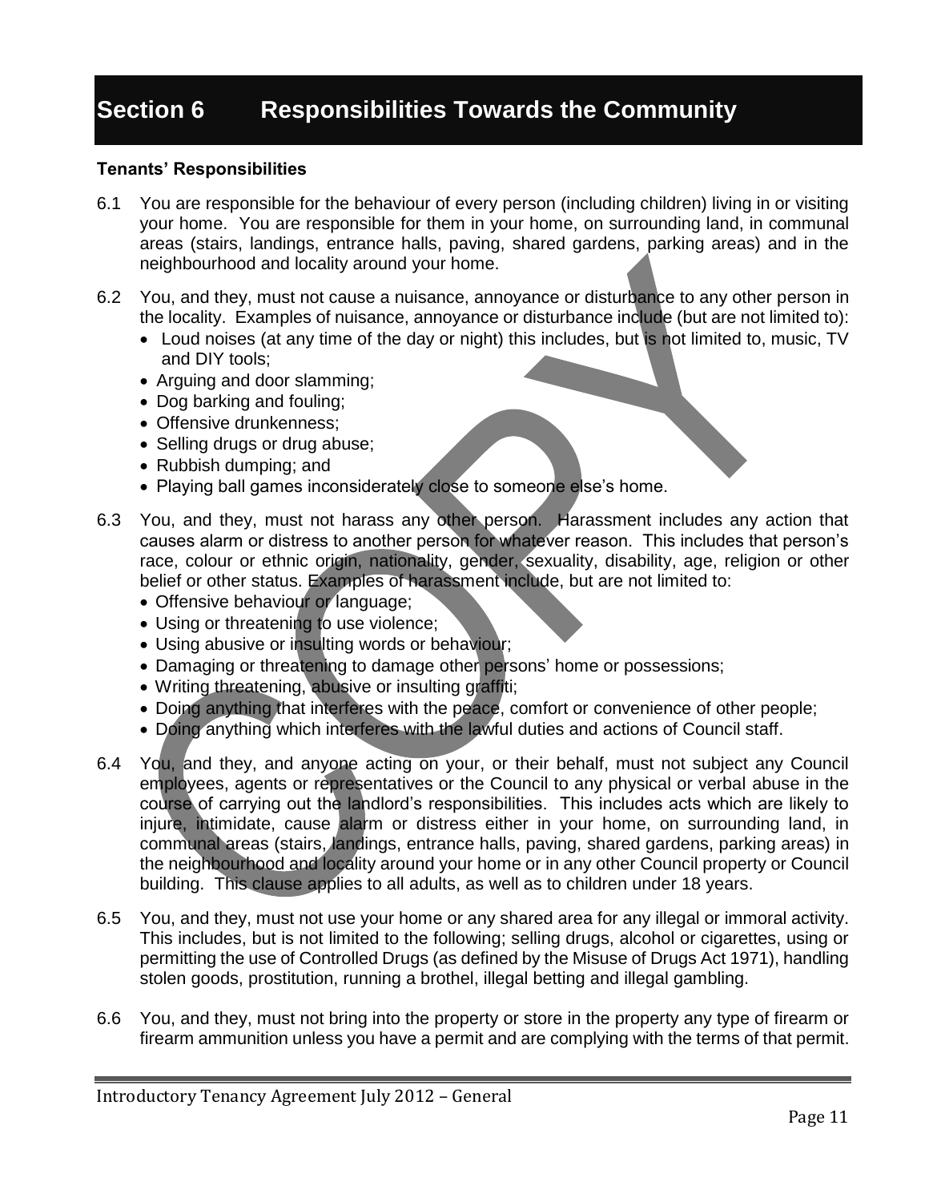# Section 6 Responsibilities Towards the Community

**Tenants' Responsibilities**

6.1 You are responsible for the behaviour of every person (including children) living in or visiting your home. You are responsible for them in your home, on surrounding land, in communal areas (stairs, landings, entrance halls, paving, shared gardens, parking areas) and in the neighbourhood and locality around your home.

6.2 You, and they, must not cause a nuisance, annoyance or disturbance to any other person in the locality. Examples of nuisance, annoyance or disturbance include (but are not limited to):

- Loud noises (at any time of the day or night) this includes, but is not limited to, music, TV and DIY tools;
- Arguing and door slamming;
- Dog barking and fouling;
- Offensive drunkenness;
- Selling drugs or drug abuse;
- Rubbish dumping; and
- Playing ball games inconsiderately close to someone else's home.

6.3 You, and they, must not harass any other person. Harassment includes any action that causes alarm or distress to another person for whatever reason. This includes that person's race, colour or ethnic origin, nationality, gender, sexuality, disability, age, religion or other belief or other status. Examples of harassment include, but are not limited to:

- Offensive behaviour or language;
- Using or threatening to use violence;
- Using abusive or insulting words or behaviour;
- Damaging or threatening to damage other persons' home or possessions;
- Writing threatening, abusive or insulting graffiti;
- Doing anything that interferes with the peace, comfort or convenience of other people;
- Doing anything which interferes with the lawful duties and actions of Council staff.

6.4 You, and they, and anyone acting on your, or their behalf, must not subject any Council employees, agents or representatives or the Council to any physical or verbal abuse in the course of carrying out the landlord's responsibilities. This includes acts which are likely to injure, intimidate, cause alarm or distress either in your home, on surrounding land, in communal areas (stairs, landings, entrance halls, paving, shared gardens, parking areas) in the neighbourhood and locality around your home or in any other Council property or Council building. This clause applies to all adults, as well as to children under 18 years.

6.5 You, and they, must not use your home or any shared area for any illegal or immoral activity. This includes, but is not limited to the following; selling drugs, alcohol or cigarettes, using or permitting the use of Controlled Drugs (as defined by the Misuse of Drugs Act 1971), handling stolen goods, prostitution, running a brothel, illegal betting and illegal gambling.

6.6 You, and they, must not bring into the property or store in the property any type of firearm or firearm ammunition unless you have a permit and are complying with the terms of that permit.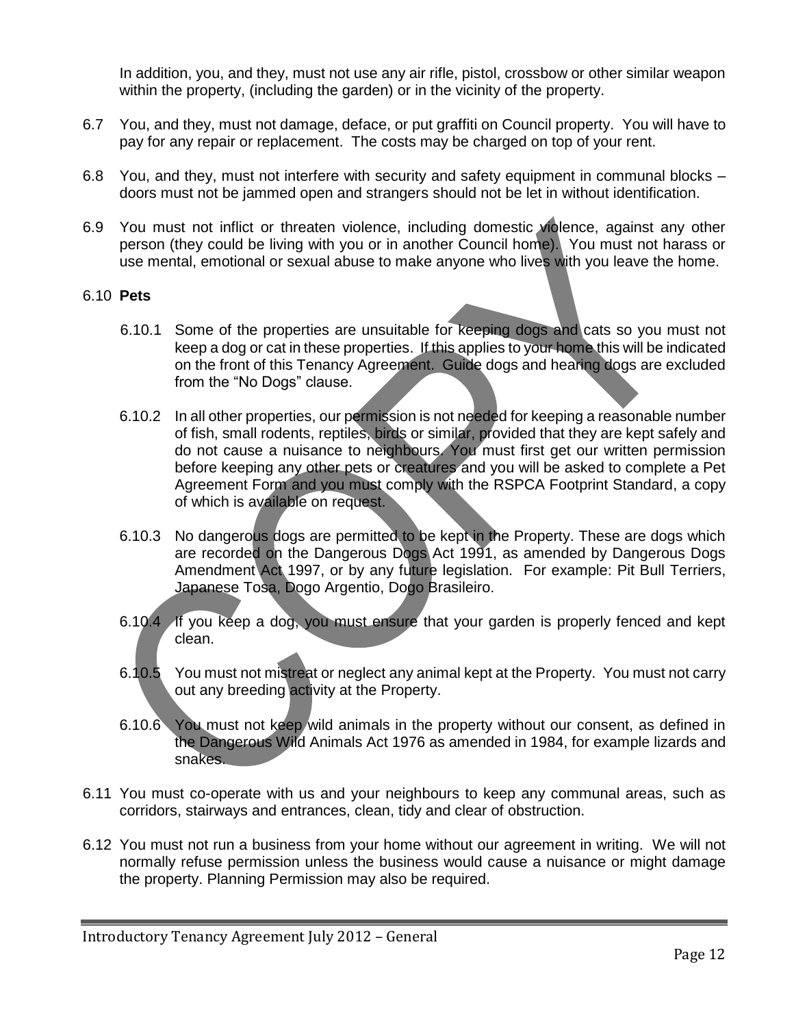In addition, you, and they, must not use any air rifle, pistol, crossbow or other similar weapon within the property, (including the garden) or in the vicinity of the property.

6.7 You, and they, must not damage, deface, or put graffiti on Council property. You will have to pay for any repair or replacement. The costs may be charged on top of your rent.

6.8 You, and they, must not interfere with security and safety equipment in communal blocks – doors must not be jammed open and strangers should not be let in without identification.

6.9 You must not inflict or threaten violence, including domestic violence, against any other person (they could be living with you or in another Council home). You must not harass or use mental, emotional or sexual abuse to make anyone who lives with you leave the home.

6.10 **Pets**

6.10.1 Some of the properties are unsuitable for keeping dogs and cats so you must not keep a dog or cat in these properties. If this applies to your home this will be indicated on the front of this Tenancy Agreement. Guide dogs and hearing dogs are excluded from the "No Dogs" clause.

6.10.2 In all other properties, our permission is not needed for keeping a reasonable number of fish, small rodents, reptiles, birds or similar, provided that they are kept safely and do not cause a nuisance to neighbours. You must first get our written permission before keeping any other pets or creatures and you will be asked to complete a Pet Agreement Form and you must comply with the RSPCA Footprint Standard, a copy of which is available on request.

6.10.3 No dangerous dogs are permitted to be kept in the Property. These are dogs which are recorded on the Dangerous Dogs Act 1991, as amended by Dangerous Dogs Amendment Act 1997, or by any future legislation. For example: Pit Bull Terriers, Japanese Tosa, Dogo Argentio, Dogo Brasileiro.

6.10.4 If you keep a dog, you must ensure that your garden is properly fenced and kept clean.

6.10.5 You must not mistreat or neglect any animal kept at the Property. You must not carry out any breeding activity at the Property.

6.10.6 You must not keep wild animals in the property without our consent, as defined in the Dangerous Wild Animals Act 1976 as amended in 1984, for example lizards and snakes.

6.11 You must co-operate with us and your neighbours to keep any communal areas, such as corridors, stairways and entrances, clean, tidy and clear of obstruction.

6.12 You must not run a business from your home without our agreement in writing. We will not normally refuse permission unless the business would cause a nuisance or might damage the property. Planning Permission may also be required.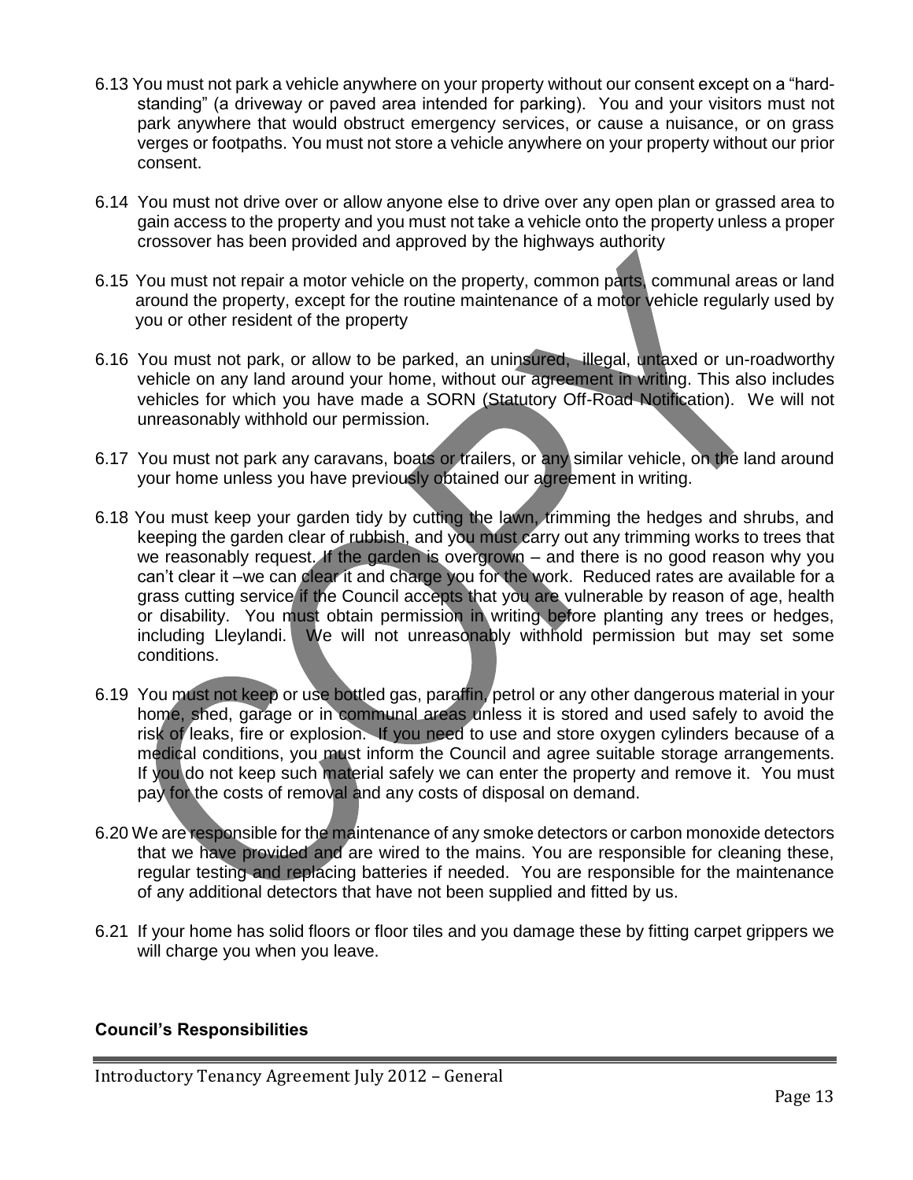6.13 You must not park a vehicle anywhere on your property without our consent except on a "hard-standing" (a driveway or paved area intended for parking). You and your visitors must not park anywhere that would obstruct emergency services, or cause a nuisance, or on grass verges or footpaths. You must not store a vehicle anywhere on your property without our prior consent.

6.14 You must not drive over or allow anyone else to drive over any open plan or grassed area to gain access to the property and you must not take a vehicle onto the property unless a proper crossover has been provided and approved by the highways authority

6.15 You must not repair a motor vehicle on the property, common parts, communal areas or land around the property, except for the routine maintenance of a motor vehicle regularly used by you or other resident of the property

6.16 You must not park, or allow to be parked, an uninsured, illegal, untaxed or un-roadworthy vehicle on any land around your home, without our agreement in writing. This also includes vehicles for which you have made a SORN (Statutory Off-Road Notification). We will not unreasonably withhold our permission.

6.17 You must not park any caravans, boats or trailers, or any similar vehicle, on the land around your home unless you have previously obtained our agreement in writing.

6.18 You must keep your garden tidy by cutting the lawn, trimming the hedges and shrubs, and keeping the garden clear of rubbish, and you must carry out any trimming works to trees that we reasonably request. If the garden is overgrown – and there is no good reason why you can't clear it –we can clear it and charge you for the work. Reduced rates are available for a grass cutting service if the Council accepts that you are vulnerable by reason of age, health or disability. You must obtain permission in writing before planting any trees or hedges, including Lleylandi. We will not unreasonably withhold permission but may set some conditions.

6.19 You must not keep or use bottled gas, paraffin, petrol or any other dangerous material in your home, shed, garage or in communal areas unless it is stored and used safely to avoid the risk of leaks, fire or explosion. If you need to use and store oxygen cylinders because of a medical conditions, you must inform the Council and agree suitable storage arrangements. If you do not keep such material safely we can enter the property and remove it. You must pay for the costs of removal and any costs of disposal on demand.

6.20 We are responsible for the maintenance of any smoke detectors or carbon monoxide detectors that we have provided and are wired to the mains. You are responsible for cleaning these, regular testing and replacing batteries if needed. You are responsible for the maintenance of any additional detectors that have not been supplied and fitted by us.

6.21 If your home has solid floors or floor tiles and you damage these by fitting carpet grippers we will charge you when you leave.

**Council's Responsibilities**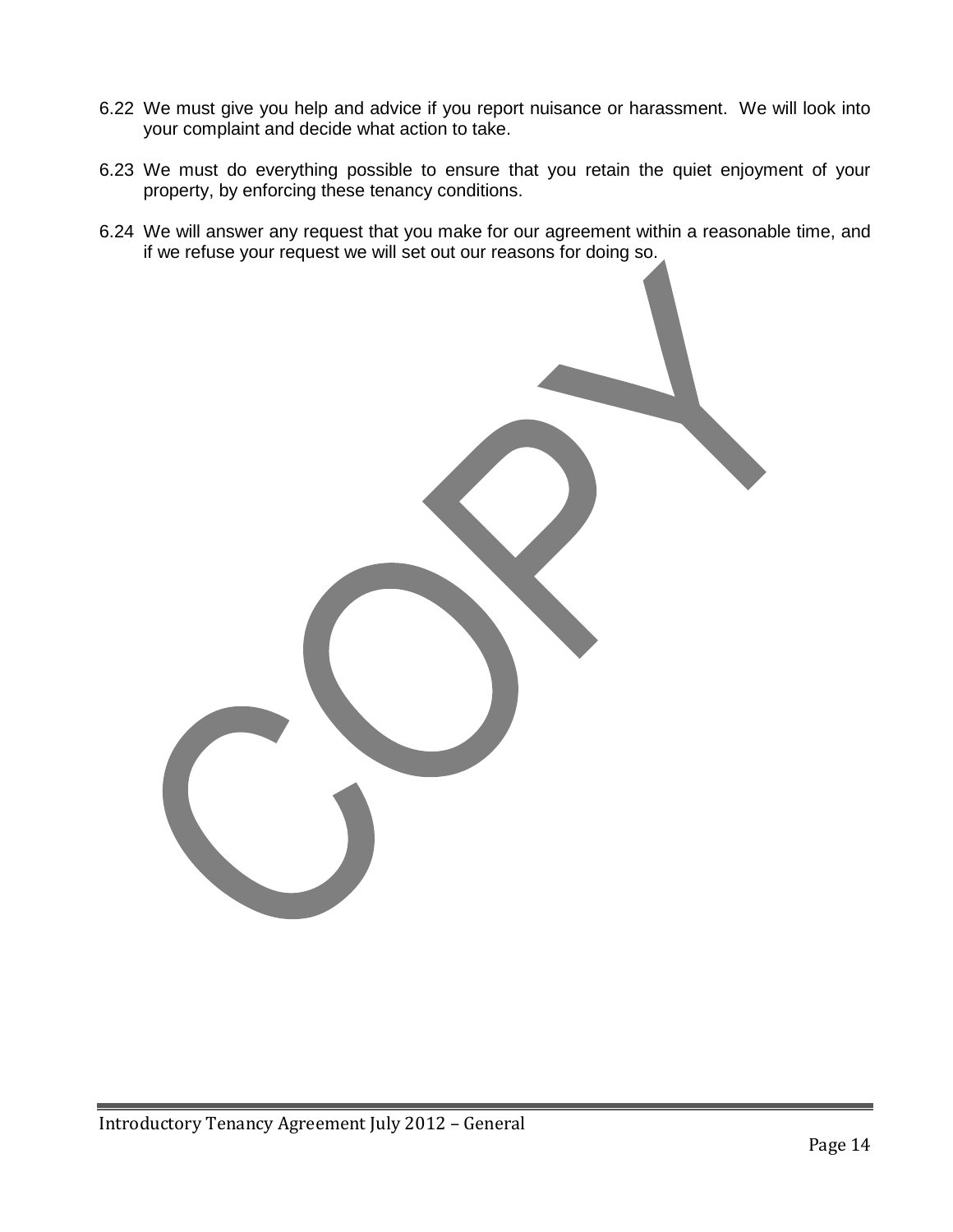6.22 We must give you help and advice if you report nuisance or harassment. We will look into your complaint and decide what action to take.

6.23 We must do everything possible to ensure that you retain the quiet enjoyment of your property, by enforcing these tenancy conditions.

6.24 We will answer any request that you make for our agreement within a reasonable time, and if we refuse your request we will set out our reasons for doing so.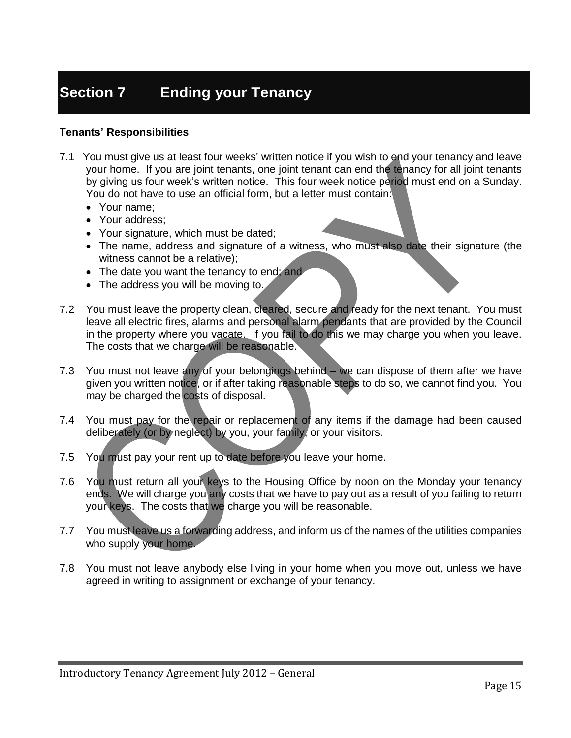# Section 7 Ending your Tenancy

**Tenants' Responsibilities**

7.1 You must give us at least four weeks' written notice if you wish to end your tenancy and leave your home. If you are joint tenants, one joint tenant can end the tenancy for all joint tenants by giving us four week's written notice. This four week notice period must end on a Sunday. You do not have to use an official form, but a letter must contain:

- Your name;
- Your address;
- Your signature, which must be dated;
- The name, address and signature of a witness, who must also date their signature (the witness cannot be a relative);
- The date you want the tenancy to end; and
- The address you will be moving to.

7.2 You must leave the property clean, cleared, secure and ready for the next tenant. You must leave all electric fires, alarms and personal alarm pendants that are provided by the Council in the property where you vacate. If you fail to do this we may charge you when you leave. The costs that we charge will be reasonable.

7.3 You must not leave any of your belongings behind – we can dispose of them after we have given you written notice, or if after taking reasonable steps to do so, we cannot find you. You may be charged the costs of disposal.

7.4 You must pay for the repair or replacement of any items if the damage had been caused deliberately (or by neglect) by you, your family, or your visitors.

7.5 You must pay your rent up to date before you leave your home.

7.6 You must return all your keys to the Housing Office by noon on the Monday your tenancy ends. We will charge you any costs that we have to pay out as a result of you failing to return your keys. The costs that we charge you will be reasonable.

7.7 You must leave us a forwarding address, and inform us of the names of the utilities companies who supply your home.

7.8 You must not leave anybody else living in your home when you move out, unless we have agreed in writing to assignment or exchange of your tenancy.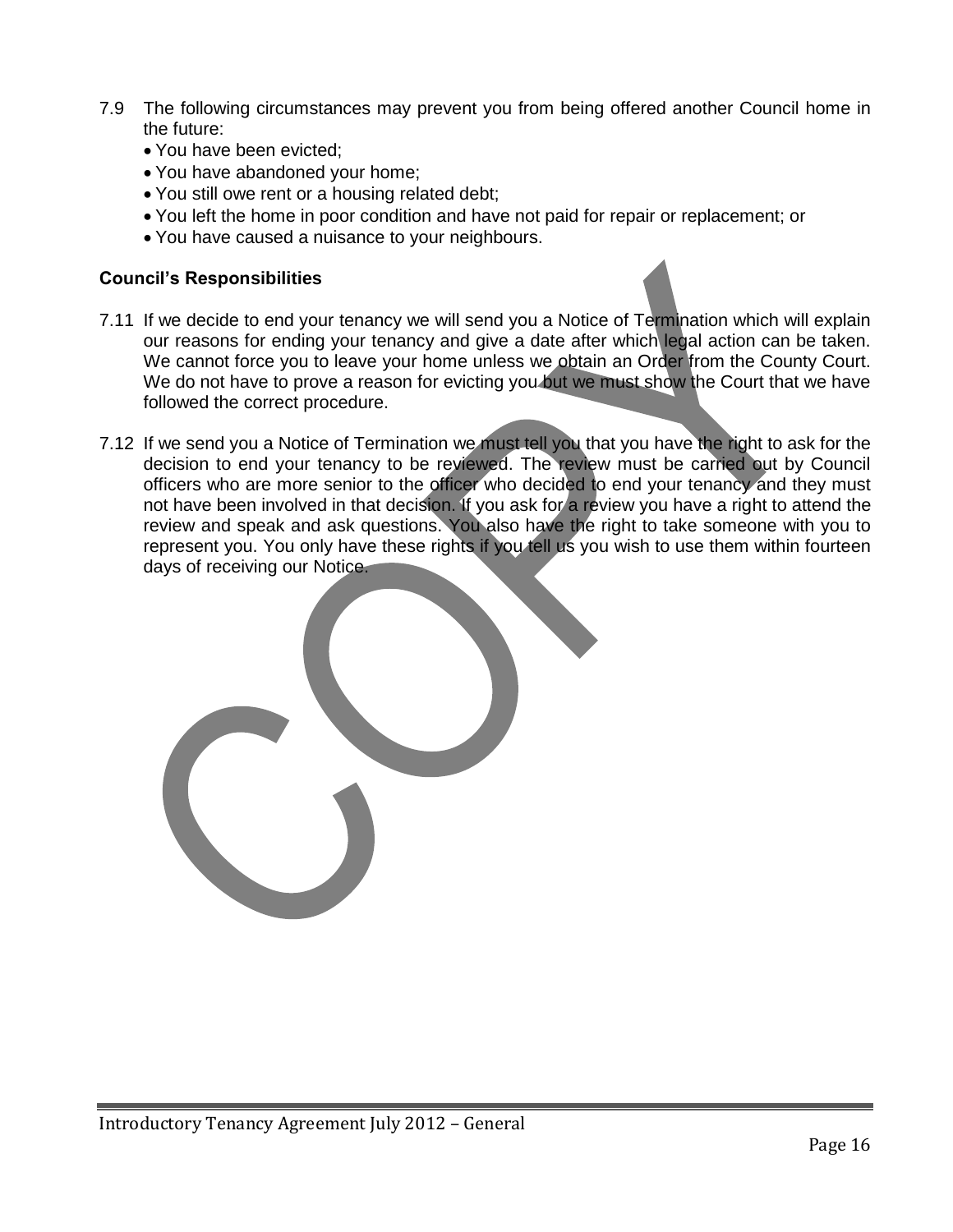7.9 The following circumstances may prevent you from being offered another Council home in the future:

- You have been evicted;
- You have abandoned your home;
- You still owe rent or a housing related debt;
- You left the home in poor condition and have not paid for repair or replacement; or
- You have caused a nuisance to your neighbours.

**Council's Responsibilities**

7.11 If we decide to end your tenancy we will send you a Notice of Termination which will explain our reasons for ending your tenancy and give a date after which legal action can be taken. We cannot force you to leave your home unless we obtain an Order from the County Court. We do not have to prove a reason for evicting you but we must show the Court that we have followed the correct procedure.

7.12 If we send you a Notice of Termination we must tell you that you have the right to ask for the decision to end your tenancy to be reviewed. The review must be carried out by Council officers who are more senior to the officer who decided to end your tenancy and they must not have been involved in that decision. If you ask for a review you have a right to attend the review and speak and ask questions. You also have the right to take someone with you to represent you. You only have these rights if you tell us you wish to use them within fourteen days of receiving our Notice.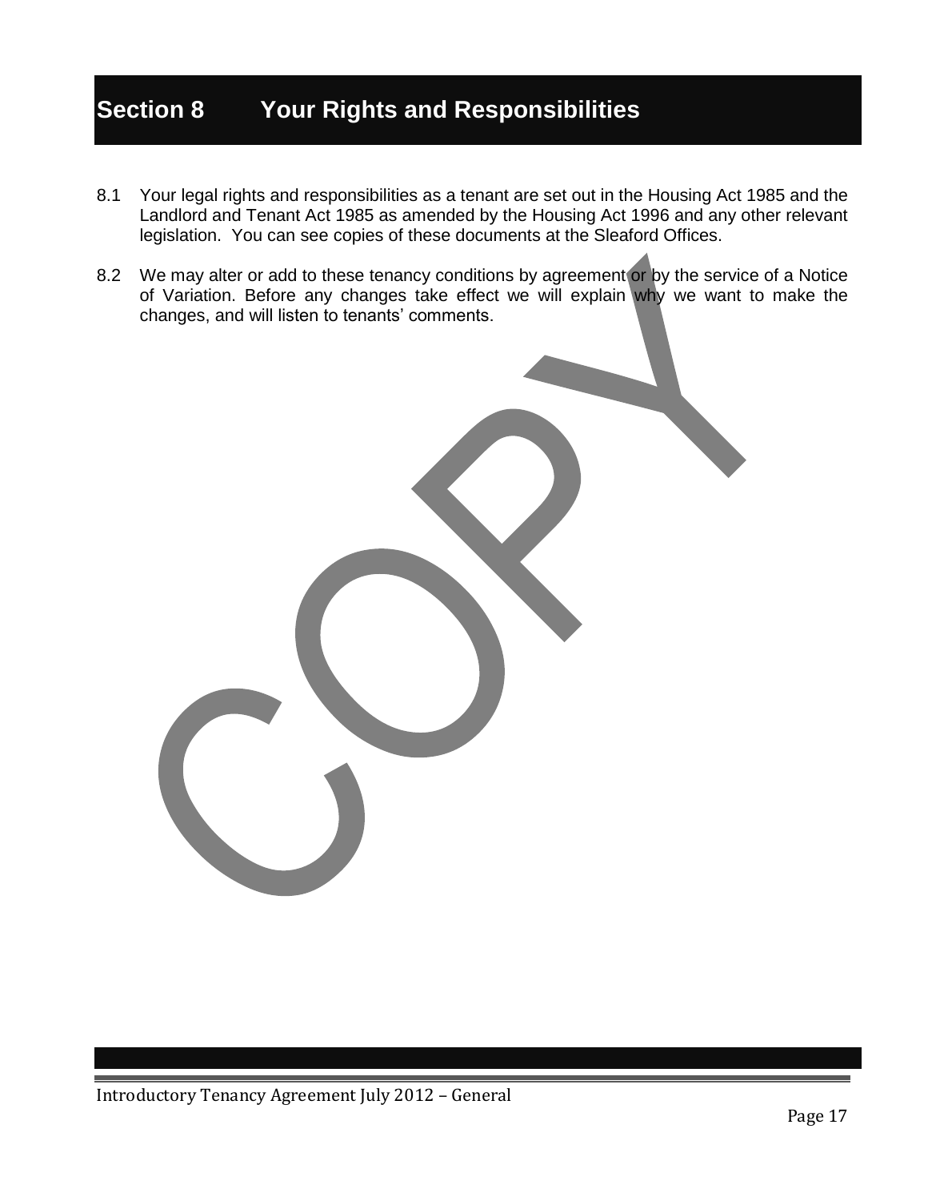# Section 8 Your Rights and Responsibilities

8.1 Your legal rights and responsibilities as a tenant are set out in the Housing Act 1985 and the Landlord and Tenant Act 1985 as amended by the Housing Act 1996 and any other relevant legislation. You can see copies of these documents at the Sleaford Offices.

8.2 We may alter or add to these tenancy conditions by agreement or by the service of a Notice of Variation. Before any changes take effect we will explain why we want to make the changes, and will listen to tenants' comments.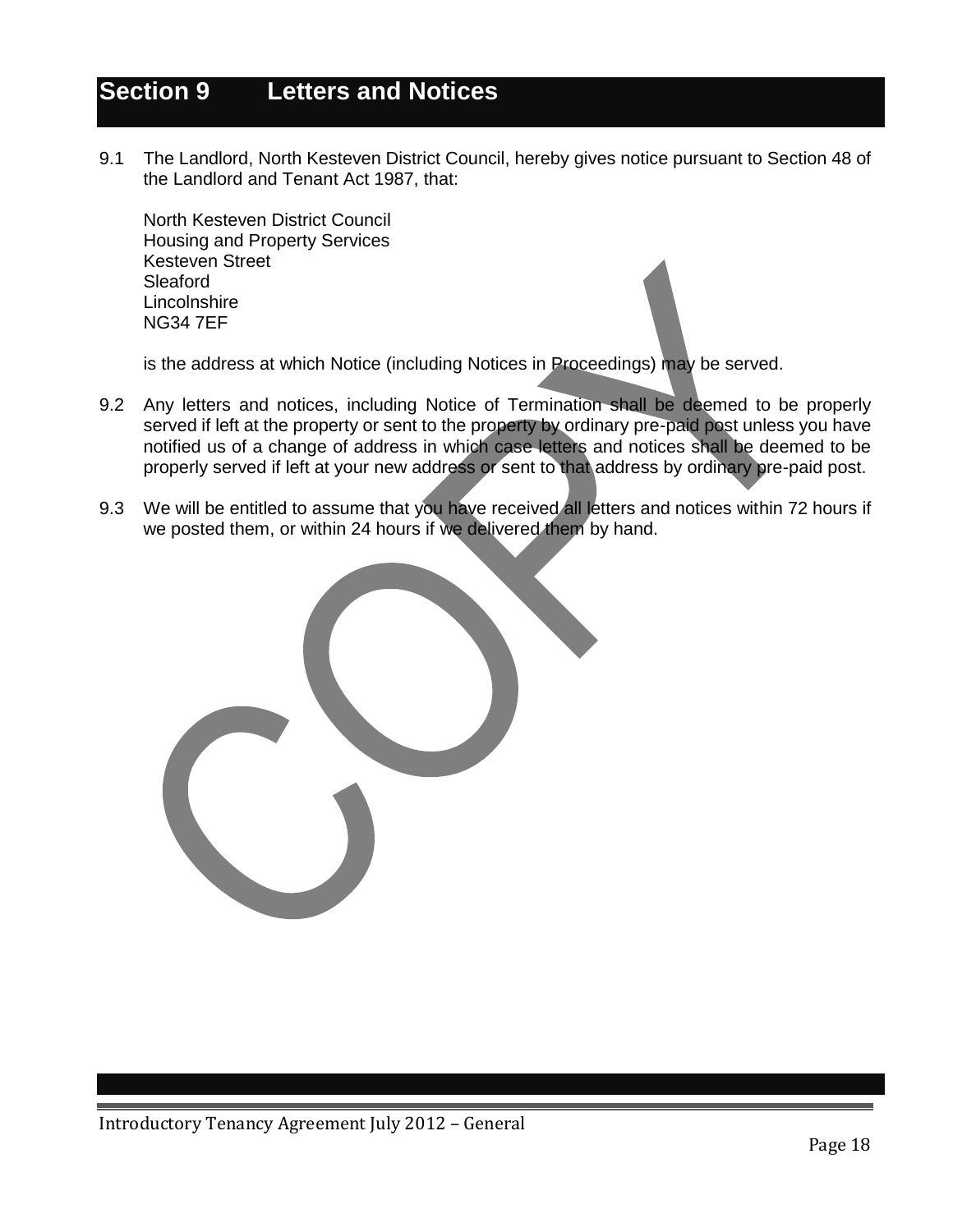# Section 9 Letters and Notices

9.1 The Landlord, North Kesteven District Council, hereby gives notice pursuant to Section 48 of the Landlord and Tenant Act 1987, that:

North Kesteven District Council
Housing and Property Services
Kesteven Street
Sleaford
Lincolnshire
NG34 7EF

is the address at which Notice (including Notices in Proceedings) may be served.

9.2 Any letters and notices, including Notice of Termination shall be deemed to be properly served if left at the property or sent to the property by ordinary pre-paid post unless you have notified us of a change of address in which case letters and notices shall be deemed to be properly served if left at your new address or sent to that address by ordinary pre-paid post.

9.3 We will be entitled to assume that you have received all letters and notices within 72 hours if we posted them, or within 24 hours if we delivered them by hand.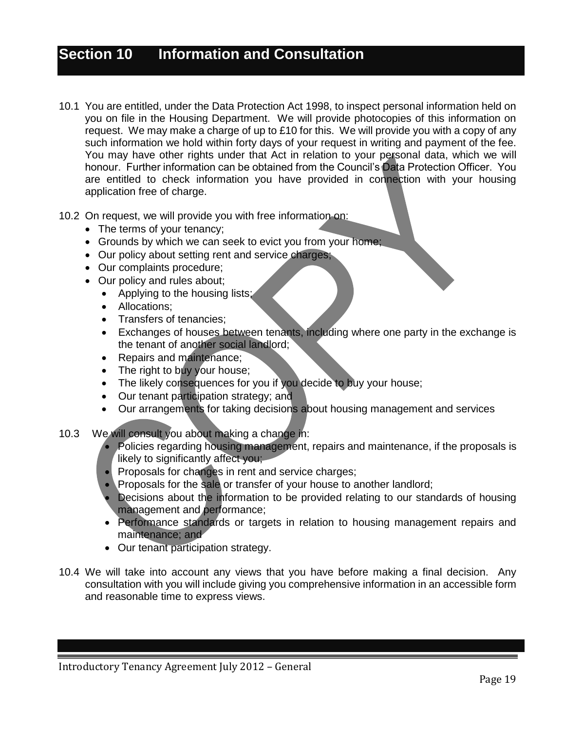# Section 10 Information and Consultation

10.1 You are entitled, under the Data Protection Act 1998, to inspect personal information held on you on file in the Housing Department. We will provide photocopies of this information on request. We may make a charge of up to £10 for this. We will provide you with a copy of any such information we hold within forty days of your request in writing and payment of the fee. You may have other rights under that Act in relation to your personal data, which we will honour. Further information can be obtained from the Council's Data Protection Officer. You are entitled to check information you have provided in connection with your housing application free of charge.

10.2 On request, we will provide you with free information on:

- The terms of your tenancy;
- Grounds by which we can seek to evict you from your home;
- Our policy about setting rent and service charges;
- Our complaints procedure;
- Our policy and rules about;
  - Applying to the housing lists;
  - Allocations;
  - Transfers of tenancies;
  - Exchanges of houses between tenants, including where one party in the exchange is the tenant of another social landlord;
  - Repairs and maintenance;
  - The right to buy your house;
  - The likely consequences for you if you decide to buy your house;
  - Our tenant participation strategy; and
  - Our arrangements for taking decisions about housing management and services

10.3 We will consult you about making a change in:

- Policies regarding housing management, repairs and maintenance, if the proposals is likely to significantly affect you;
- Proposals for changes in rent and service charges;
- Proposals for the sale or transfer of your house to another landlord;
- Decisions about the information to be provided relating to our standards of housing management and performance;
- Performance standards or targets in relation to housing management repairs and maintenance; and
- Our tenant participation strategy.

10.4 We will take into account any views that you have before making a final decision. Any consultation with you will include giving you comprehensive information in an accessible form and reasonable time to express views.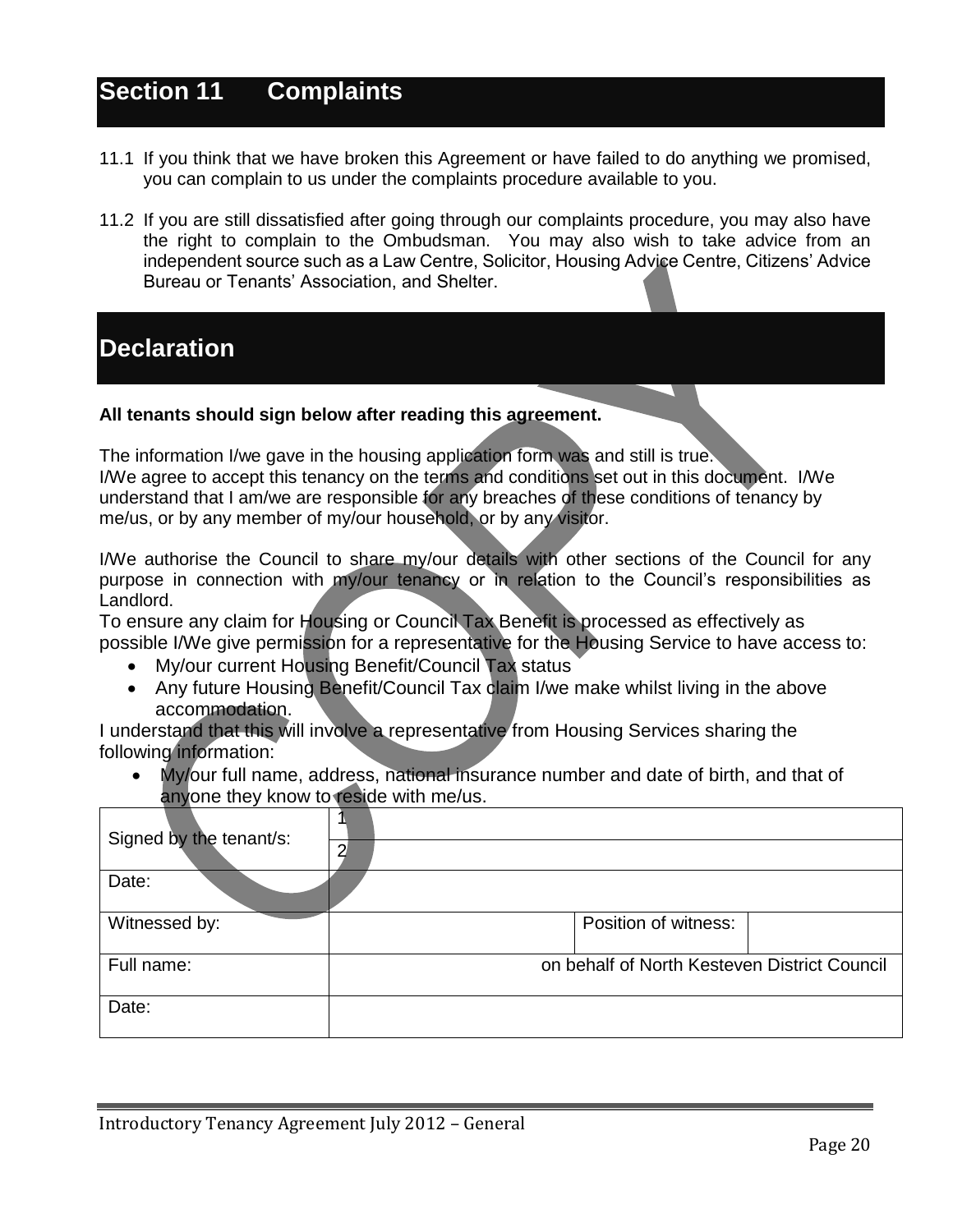## Section 11 Complaints

11.1 If you think that we have broken this Agreement or have failed to do anything we promised, you can complain to us under the complaints procedure available to you.

11.2 If you are still dissatisfied after going through our complaints procedure, you may also have the right to complain to the Ombudsman. You may also wish to take advice from an independent source such as a Law Centre, Solicitor, Housing Advice Centre, Citizens' Advice Bureau or Tenants' Association, and Shelter.

## Declaration

**All tenants should sign below after reading this agreement.**

The information I/we gave in the housing application form was and still is true.
I/We agree to accept this tenancy on the terms and conditions set out in this document. I/We understand that I am/we are responsible for any breaches of these conditions of tenancy by me/us, or by any member of my/our household, or by any visitor.

I/We authorise the Council to share my/our details with other sections of the Council for any purpose in connection with my/our tenancy or in relation to the Council's responsibilities as Landlord.
To ensure any claim for Housing or Council Tax Benefit is processed as effectively as possible I/We give permission for a representative for the Housing Service to have access to:

- My/our current Housing Benefit/Council Tax status
- Any future Housing Benefit/Council Tax claim I/we make whilst living in the above accommodation.

I understand that this will involve a representative from Housing Services sharing the following information:

- My/our full name, address, national insurance number and date of birth, and that of anyone they know to reside with me/us.

| | | | |
|---|---|---|---|
| Signed by the tenant/s: | 1 | | |
| | 2 | | |
| Date: | | | |
| Witnessed by: | | Position of witness: | |
| Full name: | on behalf of North Kesteven District Council | | |
| Date: | | | |